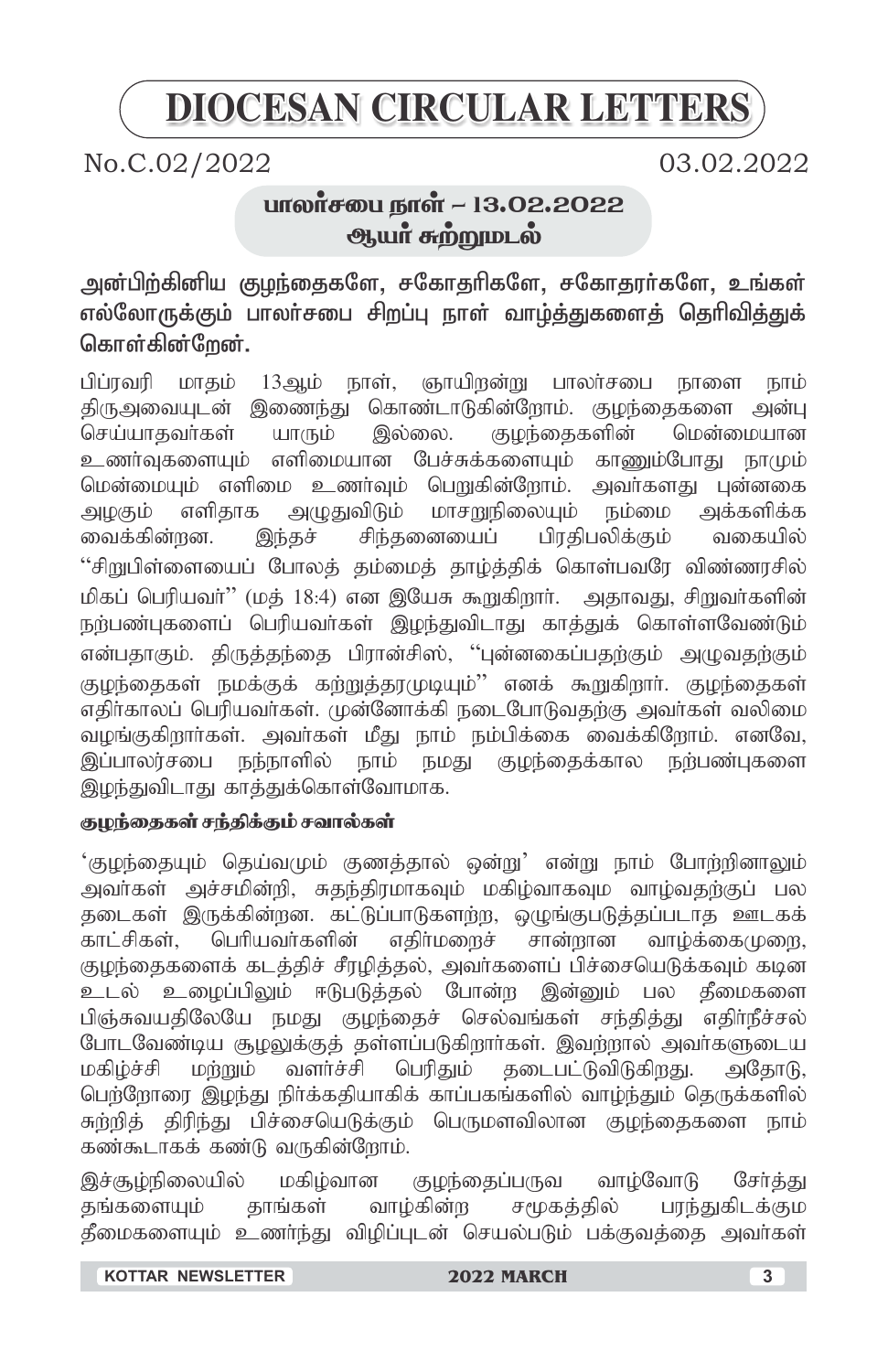# DIOCESAN CIRCULAR LETTERS

No.C.02/2022 03.02.2022

## பாலர்சபை நாள் – 13.02.2022
## ஆயர் சுற்றுமடல்

**அன்பிற்கினிய குழந்தைகளே, சகோதரிகளே, சகோதரர்களே, உங்கள் எல்லோருக்கும் பாலர்சபை சிறப்பு நாள் வாழ்த்துகளைத் தெரிவித்துக் கொள்கின்றேன்.**

பிப்ரவரி மாதம் 13ஆம் நாள், ஞாயிறன்று பாலர்சபை நாளை நாம் திருஅவையுடன் இணைந்து கொண்டாடுகின்றோம். குழந்தைகளை அன்பு செய்யாதவர்கள் யாரும் இல்லை. குழந்தைகளின் மென்மையான உணர்வுகளையும் எளிமையான பேச்சுக்களையும் காணும்போது நாமும் மென்மையும் எளிமை உணர்வும் பெறுகின்றோம். அவர்களது புன்னகை அழகும் எளிதாக அழுதுவிடும் மாசறுநிலையும் நம்மை அக்களிக்க வைக்கின்றன. இந்தச் சிந்தனையைப் பிரதிபலிக்கும் வகையில் "சிறுபிள்ளையைப் போலத் தம்மைத் தாழ்த்திக் கொள்பவரே விண்ணரசில் மிகப் பெரியவர்" (மத் 18:4) என இயேசு கூறுகிறார். அதாவது, சிறுவர்களின் நற்பண்புகளைப் பெரியவர்கள் இழந்துவிடாது காத்துக் கொள்ளவேண்டும் என்பதாகும். திருத்தந்தை பிரான்சிஸ், "புன்னகைப்பதற்கும் அழுவதற்கும் குழந்தைகள் நமக்குக் கற்றுத்தரமுடியும்" எனக் கூறுகிறார். குழந்தைகள் எதிர்காலப் பெரியவர்கள். முன்னோக்கி நடைபோடுவதற்கு அவர்கள் வலிமை வழங்குகிறார்கள். அவர்கள் மீது நாம் நம்பிக்கை வைக்கிறோம். எனவே, இப்பாலர்சபை நந்நாளில் நாம் நமது குழந்தைக்கால நற்பண்புகளை இழந்துவிடாது காத்துக்கொள்வோமாக.

### குழந்தைகள் சந்திக்கும் சவால்கள்

'குழந்தையும் தெய்வமும் குணத்தால் ஒன்று' என்று நாம் போற்றினாலும் அவர்கள் அச்சமின்றி, சுதந்திரமாகவும் மகிழ்வாகவும் வாழ்வதற்குப் பல தடைகள் இருக்கின்றன. கட்டுப்பாடுகளற்ற, ஒழுங்குபடுத்தப்படாத ஊடகக் காட்சிகள், பெரியவர்களின் எதிர்மறைச் சான்றான வாழ்க்கைமுறை, குழந்தைகளைக் கடத்திச் சீரழித்தல், அவர்களைப் பிச்சையெடுக்கவும் கடின உடல் உழைப்பிலும் ஈடுபடுத்தல் போன்ற இன்னும் பல தீமைகளை பிஞ்சுவயதிலேயே நமது குழந்தைச் செல்வங்கள் சந்தித்து எதிர்நீச்சல் போடவேண்டிய சூழலுக்குத் தள்ளப்படுகிறார்கள். இவற்றால் அவர்களுடைய மகிழ்ச்சி மற்றும் வளர்ச்சி பெரிதும் தடைபட்டுவிடுகிறது. அதோடு, பெற்றோரை இழந்து நிர்க்கதியாகிக் காப்பகங்களில் வாழ்ந்தும் தெருக்களில் சுற்றித் திரிந்து பிச்சையெடுக்கும் பெருமளவிலான குழந்தைகளை நாம் கண்கூடாகக் கண்டு வருகின்றோம்.

இச்சூழ்நிலையில் மகிழ்வான குழந்தைப்பருவ வாழ்வோடு சேர்த்து தங்களையும் தாங்கள் வாழ்கின்ற சமூகத்தில் பரந்துகிடக்கும தீமைகளையும் உணர்ந்து விழிப்புடன் செயல்படும் பக்குவத்தை அவர்கள்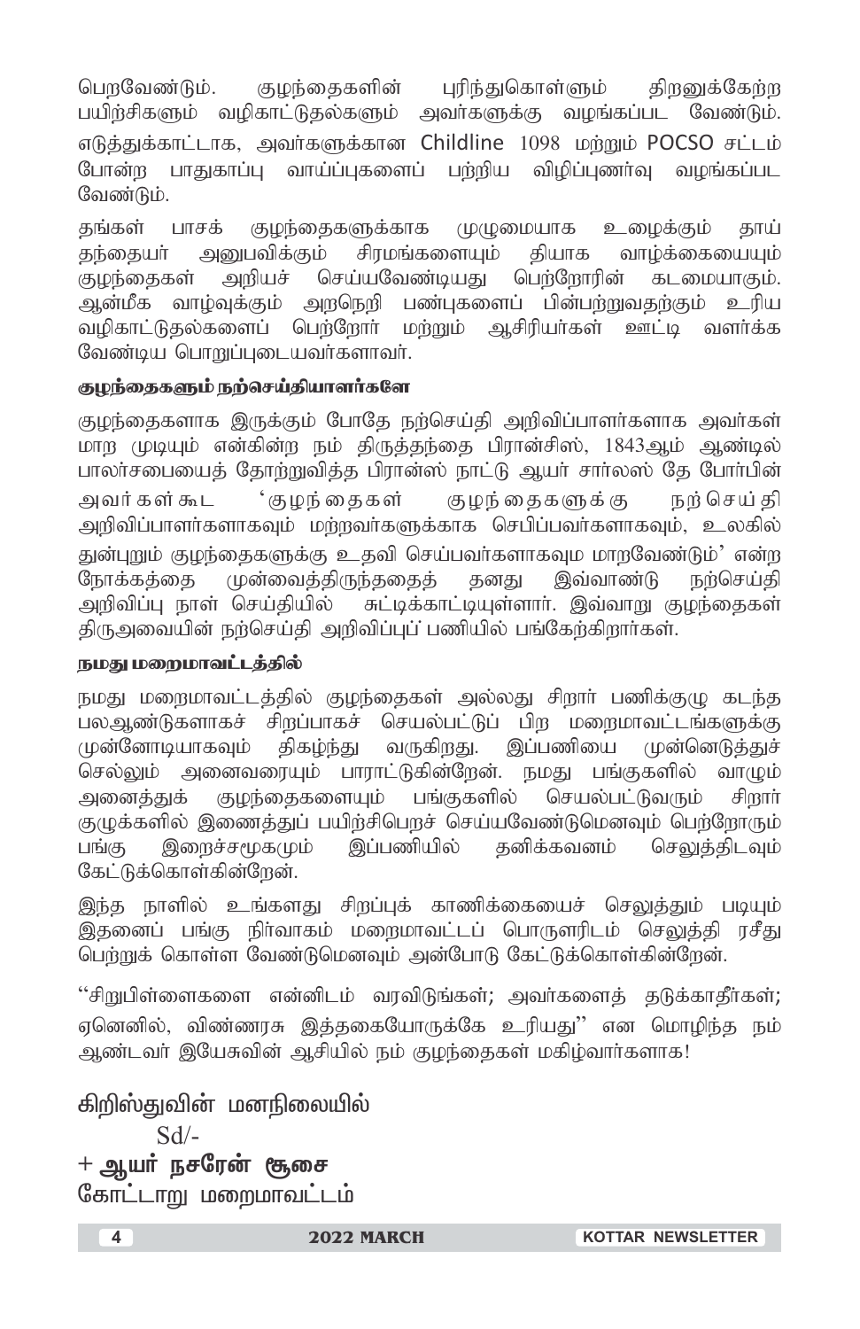பெறவேண்டும். குழந்தைகளின் புரிந்துகொள்ளும் திறனுக்கேற்ற பயிற்சிகளும் வழிகாட்டுதல்களும் அவர்களுக்கு வழங்கப்பட வேண்டும். எடுத்துக்காட்டாக, அவர்களுக்கான Childline 1098 மற்றும் POCSO சட்டம் போன்ற பாதுகாப்பு வாய்ப்புகளைப் பற்றிய விழிப்புணர்வு வழங்கப்பட வேண்டும்.

தங்கள் பாசக் குழந்தைகளுக்காக முழுமையாக உழைக்கும் தாய் தந்தையர் அனுபவிக்கும் சிரமங்களையும் தியாக வாழ்க்கையையும் குழந்தைகள் அறியச் செய்யவேண்டியது பெற்றோரின் கடமையாகும். ஆன்மீக வாழ்வுக்கும் அறநெறி பண்புகளைப் பின்பற்றுவதற்கும் உரிய வழிகாட்டுதல்களைப் பெற்றோர் மற்றும் ஆசிரியர்கள் ஊட்டி வளர்க்க வேண்டிய பொறுப்புடையவர்களாவர்.

**குழந்தைகளும் நற்செய்தியாளர்களே**

குழந்தைகளாக இருக்கும் போதே நற்செய்தி அறிவிப்பாளர்களாக அவர்கள் மாற முடியும் என்கின்ற நம் திருத்தந்தை பிரான்சிஸ், 1843ஆம் ஆண்டில் பாலர்சபையைத் தோற்றுவித்த பிரான்ஸ் நாட்டு ஆயர் சார்லஸ் தே போர்பின் அவர்கள்கூட 'குழந்தைகள் குழந்தைகளுக்கு நற்செய்தி அறிவிப்பாளர்களாகவும் மற்றவர்களுக்காக செபிப்பவர்களாகவும், உலகில் துன்புறும் குழந்தைகளுக்கு உதவி செய்பவர்களாகவும மாறவேண்டும்' என்ற நோக்கத்தை முன்வைத்திருந்ததைத் தனது இவ்வாண்டு நற்செய்தி அறிவிப்பு நாள் செய்தியில் சுட்டிக்காட்டியுள்ளார். இவ்வாறு குழந்தைகள் திருஅவையின் நற்செய்தி அறிவிப்புப் பணியில் பங்கேற்கிறார்கள்.

**நமது மறைமாவட்டத்தில்**

நமது மறைமாவட்டத்தில் குழந்தைகள் அல்லது சிறார் பணிக்குழு கடந்த பலஆண்டுகளாகச் சிறப்பாகச் செயல்பட்டுப் பிற மறைமாவட்டங்களுக்கு முன்னோடியாகவும் திகழ்ந்து வருகிறது. இப்பணியை முன்னெடுத்துச் செல்லும் அனைவரையும் பாராட்டுகின்றேன். நமது பங்குகளில் வாழும் அனைத்துக் குழந்தைகளையும் பங்குகளில் செயல்பட்டுவரும் சிறார் குழுக்களில் இணைத்துப் பயிற்சிபெறச் செய்யவேண்டுமெனவும் பெற்றோரும் பங்கு இறைச்சமூகமும் இப்பணியில் தனிக்கவனம் செலுத்திடவும் கேட்டுக்கொள்கின்றேன்.

இந்த நாளில் உங்களது சிறப்புக் காணிக்கையைச் செலுத்தும் படியும் இதனைப் பங்கு நிர்வாகம் மறைமாவட்டப் பொருளரிடம் செலுத்தி ரசீது பெற்றுக் கொள்ள வேண்டுமெனவும் அன்போடு கேட்டுக்கொள்கின்றேன்.

"சிறுபிள்ளைகளை என்னிடம் வரவிடுங்கள்; அவர்களைத் தடுக்காதீர்கள்; ஏனெனில், விண்ணரசு இத்தகையோருக்கே உரியது" என மொழிந்த நம் ஆண்டவர் இயேசுவின் ஆசியில் நம் குழந்தைகள் மகிழ்வார்களாக!

கிறிஸ்துவின் மனநிலையில்

Sd/-

**+ ஆயர் நசரேன் சூசை**

கோட்டாறு மறைமாவட்டம்